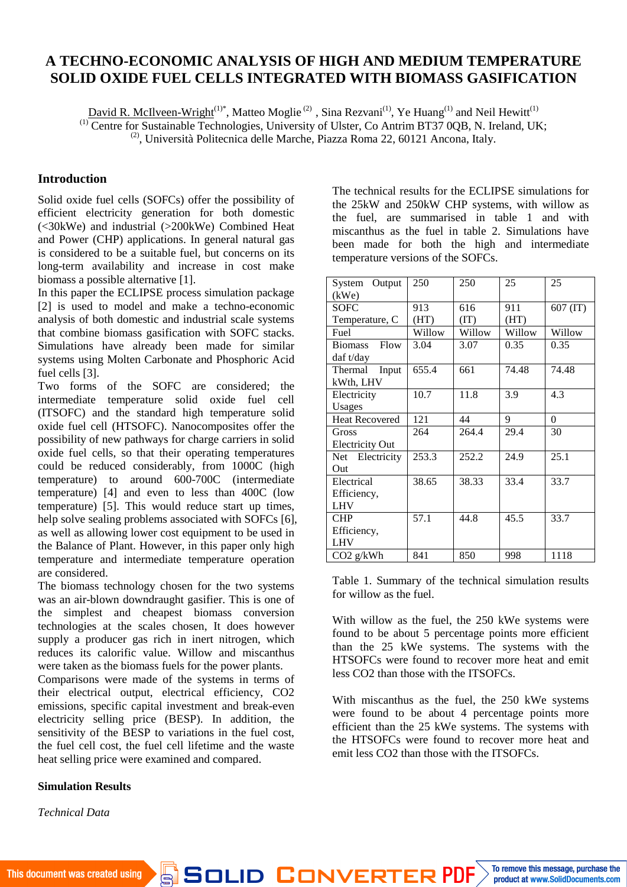# A TECHNO-ECONOMIC ANALYSIS OF HIGH AND MEDIUM TEMPERATURE SOLID OXIDE FUEL CELLS INTEGRATED WITH BIOMASS GASIFICATION

David R. McIlveen-Wright[(1)*], Matteo Moglie [(2)], Sina Rezvani[(1)], Ye Huang[(1)] and Neil Hewitt[(1)]

[(1)] Centre for Sustainable Technologies, University of Ulster, Co Antrim BT37 0QB, N. Ireland, UK;

[(2)], Università Politecnica delle Marche, Piazza Roma 22, 60121 Ancona, Italy.

## Introduction

Solid oxide fuel cells (SOFCs) offer the possibility of efficient electricity generation for both domestic (<30kWe) and industrial (>200kWe) Combined Heat and Power (CHP) applications. In general natural gas is considered to be a suitable fuel, but concerns on its long-term availability and increase in cost make biomass a possible alternative [1].

In this paper the ECLIPSE process simulation package [2] is used to model and make a techno-economic analysis of both domestic and industrial scale systems that combine biomass gasification with SOFC stacks. Simulations have already been made for similar systems using Molten Carbonate and Phosphoric Acid fuel cells [3].

Two forms of the SOFC are considered; the intermediate temperature solid oxide fuel cell (ITSOFC) and the standard high temperature solid oxide fuel cell (HTSOFC). Nanocomposites offer the possibility of new pathways for charge carriers in solid oxide fuel cells, so that their operating temperatures could be reduced considerably, from 1000C (high temperature) to around 600-700C (intermediate temperature) [4] and even to less than 400C (low temperature) [5]. This would reduce start up times, help solve sealing problems associated with SOFCs [6], as well as allowing lower cost equipment to be used in the Balance of Plant. However, in this paper only high temperature and intermediate temperature operation are considered.

The biomass technology chosen for the two systems was an air-blown downdraught gasifier. This is one of the simplest and cheapest biomass conversion technologies at the scales chosen, It does however supply a producer gas rich in inert nitrogen, which reduces its calorific value. Willow and miscanthus were taken as the biomass fuels for the power plants.

Comparisons were made of the systems in terms of their electrical output, electrical efficiency, $CO_2$ emissions, specific capital investment and break-even electricity selling price (BESP). In addition, the sensitivity of the BESP to variations in the fuel cost, the fuel cell cost, the fuel cell lifetime and the waste heat selling price were examined and compared.

## Simulation Results

*Technical Data*

The technical results for the ECLIPSE simulations for the 25kW and 250kW CHP systems, with willow as the fuel, are summarised in table 1 and with miscanthus as the fuel in table 2. Simulations have been made for both the high and intermediate temperature versions of the SOFCs.

| System Output (kWe) | 250 | 250 | 25 | 25 |
|---|---|---|---|---|
| SOFC Temperature, C | 913 (HT) | 616 (IT) | 911 (HT) | 607 (IT) |
| Fuel | Willow | Willow | Willow | Willow |
| Biomass Flow daf t/day | 3.04 | 3.07 | 0.35 | 0.35 |
| Thermal Input kWth, LHV | 655.4 | 661 | 74.48 | 74.48 |
| Electricity Usages | 10.7 | 11.8 | 3.9 | 4.3 |
| Heat Recovered | 121 | 44 | 9 | 0 |
| Gross Electricity Out | 264 | 264.4 | 29.4 | 30 |
| Net Electricity Out | 253.3 | 252.2 | 24.9 | 25.1 |
| Electrical Efficiency, LHV | 38.65 | 38.33 | 33.4 | 33.7 |
| CHP Efficiency, LHV | 57.1 | 44.8 | 45.5 | 33.7 |
| $CO_2$ g/kWh | 841 | 850 | 998 | 1118 |

Table 1. Summary of the technical simulation results for willow as the fuel.

With willow as the fuel, the 250 kWe systems were found to be about 5 percentage points more efficient than the 25 kWe systems. The systems with the HTSOFCs were found to recover more heat and emit less $CO_2$ than those with the ITSOFCs.

With miscanthus as the fuel, the 250 kWe systems were found to be about 4 percentage points more efficient than the 25 kWe systems. The systems with the HTSOFCs were found to recover more heat and emit less $CO_2$ than those with the ITSOFCs.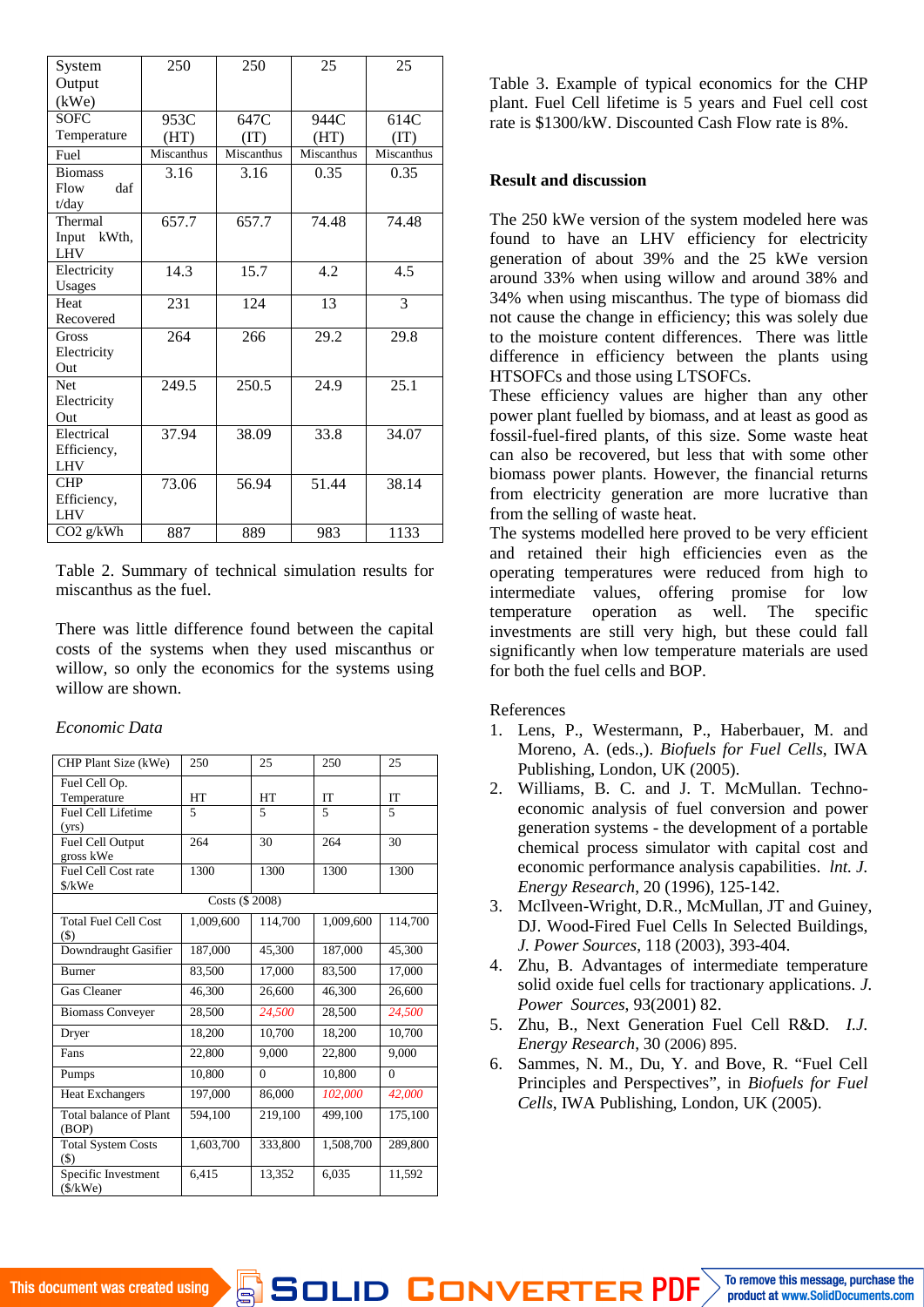| System Output (kWe) | 250 | 250 | 25 | 25 |
|---|---|---|---|---|
| SOFC Temperature | 953C (HT) | 647C (IT) | 944C (HT) | 614C (IT) |
| Fuel | Miscanthus | Miscanthus | Miscanthus | Miscanthus |
| Biomass Flow daf t/day | 3.16 | 3.16 | 0.35 | 0.35 |
| Thermal Input kWth, LHV | 657.7 | 657.7 | 74.48 | 74.48 |
| Electricity Usages | 14.3 | 15.7 | 4.2 | 4.5 |
| Heat Recovered | 231 | 124 | 13 | 3 |
| Gross Electricity Out | 264 | 266 | 29.2 | 29.8 |
| Net Electricity Out | 249.5 | 250.5 | 24.9 | 25.1 |
| Electrical Efficiency, LHV | 37.94 | 38.09 | 33.8 | 34.07 |
| CHP Efficiency, LHV | 73.06 | 56.94 | 51.44 | 38.14 |
| CO2 g/kWh | 887 | 889 | 983 | 1133 |

Table 2. Summary of technical simulation results for miscanthus as the fuel.

There was little difference found between the capital costs of the systems when they used miscanthus or willow, so only the economics for the systems using willow are shown.

*Economic Data*

| CHP Plant Size (kWe) | 250 | 25 | 250 | 25 |
|---|---|---|---|---|
| Fuel Cell Op. Temperature | HT | HT | IT | IT |
| Fuel Cell Lifetime (yrs) | 5 | 5 | 5 | 5 |
| Fuel Cell Output gross kWe | 264 | 30 | 264 | 30 |
| Fuel Cell Cost rate $/kWe | 1300 | 1300 | 1300 | 1300 |
| Costs ($ 2008) | | | | |
| Total Fuel Cell Cost ($) | 1,009,600 | 114,700 | 1,009,600 | 114,700 |
| Downdraught Gasifier | 187,000 | 45,300 | 187,000 | 45,300 |
| Burner | 83,500 | 17,000 | 83,500 | 17,000 |
| Gas Cleaner | 46,300 | 26,600 | 46,300 | 26,600 |
| Biomass Conveyer | 28,500 | 24,500 | 28,500 | 24,500 |
| Dryer | 18,200 | 10,700 | 18,200 | 10,700 |
| Fans | 22,800 | 9,000 | 22,800 | 9,000 |
| Pumps | 10,800 | 0 | 10,800 | 0 |
| Heat Exchangers | 197,000 | 86,000 | 102,000 | 42,000 |
| Total balance of Plant (BOP) | 594,100 | 219,100 | 499,100 | 175,100 |
| Total System Costs ($) | 1,603,700 | 333,800 | 1,508,700 | 289,800 |
| Specific Investment ($/kWe) | 6,415 | 13,352 | 6,035 | 11,592 |

Table 3. Example of typical economics for the CHP plant. Fuel Cell lifetime is 5 years and Fuel cell cost rate is $1300/kW. Discounted Cash Flow rate is 8%.

## Result and discussion

The 250 kWe version of the system modeled here was found to have an LHV efficiency for electricity generation of about 39% and the 25 kWe version around 33% when using willow and around 38% and 34% when using miscanthus. The type of biomass did not cause the change in efficiency; this was solely due to the moisture content differences. There was little difference in efficiency between the plants using HTSOFCs and those using LTSOFCs.

These efficiency values are higher than any other power plant fuelled by biomass, and at least as good as fossil-fuel-fired plants, of this size. Some waste heat can also be recovered, but less that with some other biomass power plants. However, the financial returns from electricity generation are more lucrative than from the selling of waste heat.

The systems modelled here proved to be very efficient and retained their high efficiencies even as the operating temperatures were reduced from high to intermediate values, offering promise for low temperature operation as well. The specific investments are still very high, but these could fall significantly when low temperature materials are used for both the fuel cells and BOP.

References

1. Lens, P., Westermann, P., Haberbauer, M. and Moreno, A. (eds.,). *Biofuels for Fuel Cells*, IWA Publishing, London, UK (2005).
2. Williams, B. C. and J. T. McMullan. Techno-economic analysis of fuel conversion and power generation systems - the development of a portable chemical process simulator with capital cost and economic performance analysis capabilities. *Int. J. Energy Research*, 20 (1996), 125-142.
3. McIlveen-Wright, D.R., McMullan, JT and Guiney, DJ. Wood-Fired Fuel Cells In Selected Buildings, *J. Power Sources*, 118 (2003), 393-404.
4. Zhu, B. Advantages of intermediate temperature solid oxide fuel cells for tractionary applications. *J. Power Sources*, 93(2001) 82.
5. Zhu, B., Next Generation Fuel Cell R&D. *I.J. Energy Research*, 30 (2006) 895.
6. Sammes, N. M., Du, Y. and Bove, R. "Fuel Cell Principles and Perspectives", in *Biofuels for Fuel Cells*, IWA Publishing, London, UK (2005).